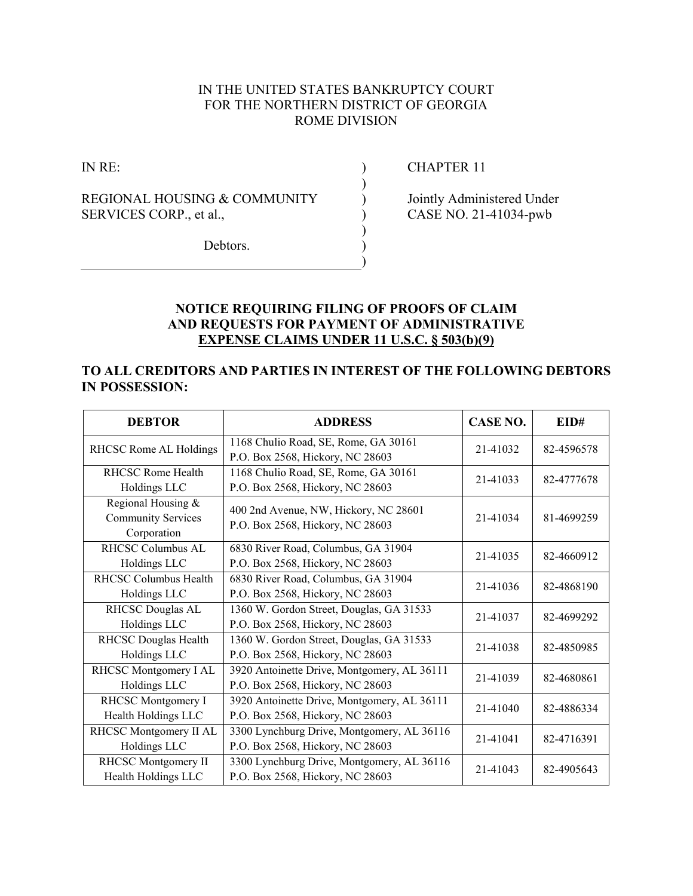IN THE UNITED STATES BANKRUPTCY COURT
FOR THE NORTHERN DISTRICT OF GEORGIA
ROME DIVISION

IN RE:

REGIONAL HOUSING & COMMUNITY SERVICES CORP., et al.,

Debtors.

CHAPTER 11

Jointly Administered Under
CASE NO. 21-41034-pwb

**NOTICE REQUIRING FILING OF PROOFS OF CLAIM AND REQUESTS FOR PAYMENT OF ADMINISTRATIVE <u>EXPENSE CLAIMS UNDER 11 U.S.C. § 503(b)(9)</u>**

**TO ALL CREDITORS AND PARTIES IN INTEREST OF THE FOLLOWING DEBTORS IN POSSESSION:**

| DEBTOR | ADDRESS | CASE NO. | EID# |
|---|---|---|---|
| RHCSC Rome AL Holdings | 1168 Chulio Road, SE, Rome, GA 30161<br>P.O. Box 2568, Hickory, NC 28603 | 21-41032 | 82-4596578 |
| RHCSC Rome Health Holdings LLC | 1168 Chulio Road, SE, Rome, GA 30161<br>P.O. Box 2568, Hickory, NC 28603 | 21-41033 | 82-4777678 |
| Regional Housing & Community Services Corporation | 400 2nd Avenue, NW, Hickory, NC 28601<br>P.O. Box 2568, Hickory, NC 28603 | 21-41034 | 81-4699259 |
| RHCSC Columbus AL Holdings LLC | 6830 River Road, Columbus, GA 31904<br>P.O. Box 2568, Hickory, NC 28603 | 21-41035 | 82-4660912 |
| RHCSC Columbus Health Holdings LLC | 6830 River Road, Columbus, GA 31904<br>P.O. Box 2568, Hickory, NC 28603 | 21-41036 | 82-4868190 |
| RHCSC Douglas AL Holdings LLC | 1360 W. Gordon Street, Douglas, GA 31533<br>P.O. Box 2568, Hickory, NC 28603 | 21-41037 | 82-4699292 |
| RHCSC Douglas Health Holdings LLC | 1360 W. Gordon Street, Douglas, GA 31533<br>P.O. Box 2568, Hickory, NC 28603 | 21-41038 | 82-4850985 |
| RHCSC Montgomery I AL Holdings LLC | 3920 Antoinette Drive, Montgomery, AL 36111<br>P.O. Box 2568, Hickory, NC 28603 | 21-41039 | 82-4680861 |
| RHCSC Montgomery I Health Holdings LLC | 3920 Antoinette Drive, Montgomery, AL 36111<br>P.O. Box 2568, Hickory, NC 28603 | 21-41040 | 82-4886334 |
| RHCSC Montgomery II AL Holdings LLC | 3300 Lynchburg Drive, Montgomery, AL 36116<br>P.O. Box 2568, Hickory, NC 28603 | 21-41041 | 82-4716391 |
| RHCSC Montgomery II Health Holdings LLC | 3300 Lynchburg Drive, Montgomery, AL 36116<br>P.O. Box 2568, Hickory, NC 28603 | 21-41043 | 82-4905643 |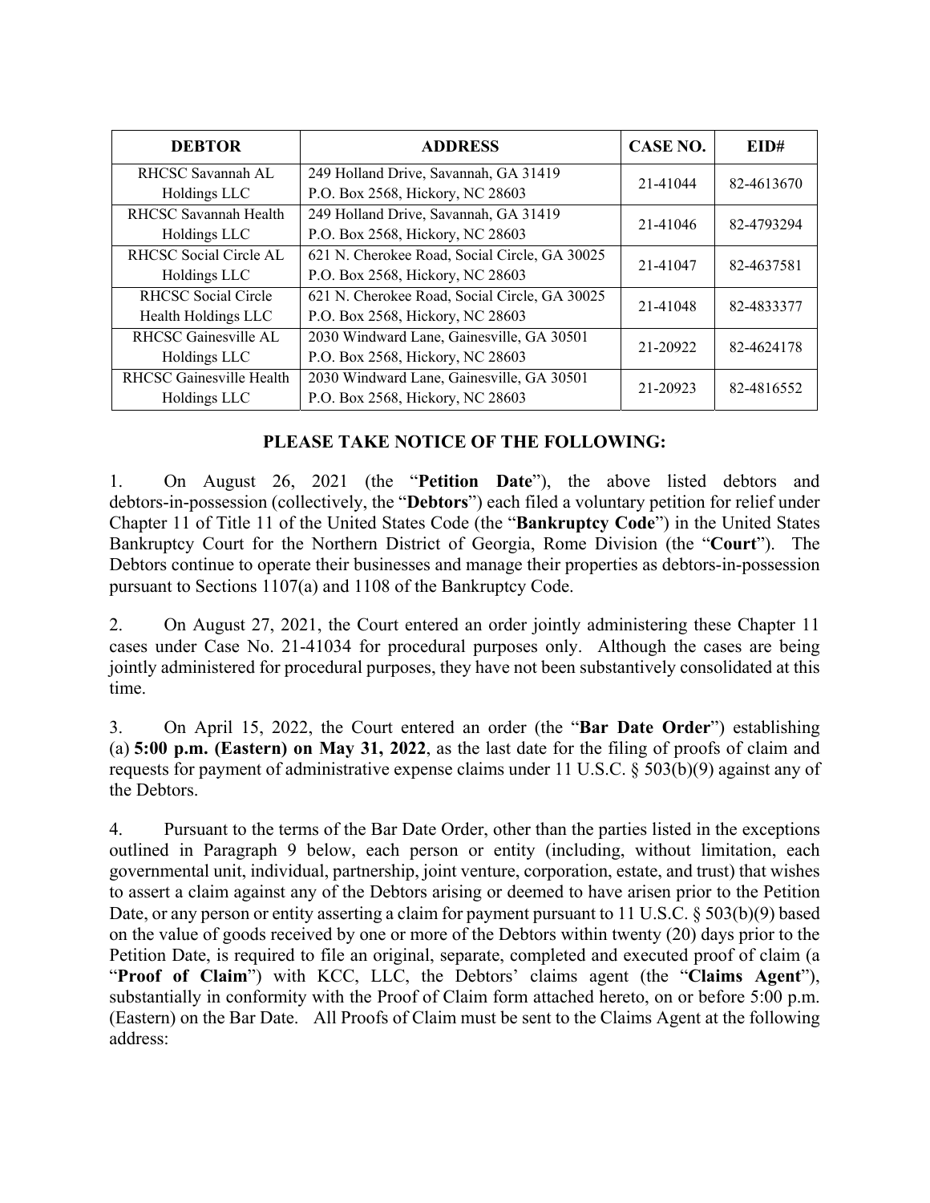| DEBTOR | ADDRESS | CASE NO. | EID# |
|---|---|---|---|
| RHCSC Savannah AL Holdings LLC | 249 Holland Drive, Savannah, GA 31419<br>P.O. Box 2568, Hickory, NC 28603 | 21-41044 | 82-4613670 |
| RHCSC Savannah Health Holdings LLC | 249 Holland Drive, Savannah, GA 31419<br>P.O. Box 2568, Hickory, NC 28603 | 21-41046 | 82-4793294 |
| RHCSC Social Circle AL Holdings LLC | 621 N. Cherokee Road, Social Circle, GA 30025<br>P.O. Box 2568, Hickory, NC 28603 | 21-41047 | 82-4637581 |
| RHCSC Social Circle Health Holdings LLC | 621 N. Cherokee Road, Social Circle, GA 30025<br>P.O. Box 2568, Hickory, NC 28603 | 21-41048 | 82-4833377 |
| RHCSC Gainesville AL Holdings LLC | 2030 Windward Lane, Gainesville, GA 30501<br>P.O. Box 2568, Hickory, NC 28603 | 21-20922 | 82-4624178 |
| RHCSC Gainesville Health Holdings LLC | 2030 Windward Lane, Gainesville, GA 30501<br>P.O. Box 2568, Hickory, NC 28603 | 21-20923 | 82-4816552 |

**PLEASE TAKE NOTICE OF THE FOLLOWING:**

1. On August 26, 2021 (the "**Petition Date**"), the above listed debtors and debtors-in-possession (collectively, the "**Debtors**") each filed a voluntary petition for relief under Chapter 11 of Title 11 of the United States Code (the "**Bankruptcy Code**") in the United States Bankruptcy Court for the Northern District of Georgia, Rome Division (the "**Court**"). The Debtors continue to operate their businesses and manage their properties as debtors-in-possession pursuant to Sections 1107(a) and 1108 of the Bankruptcy Code.

2. On August 27, 2021, the Court entered an order jointly administering these Chapter 11 cases under Case No. 21-41034 for procedural purposes only. Although the cases are being jointly administered for procedural purposes, they have not been substantively consolidated at this time.

3. On April 15, 2022, the Court entered an order (the "**Bar Date Order**") establishing (a) **5:00 p.m. (Eastern) on May 31, 2022**, as the last date for the filing of proofs of claim and requests for payment of administrative expense claims under 11 U.S.C. § 503(b)(9) against any of the Debtors.

4. Pursuant to the terms of the Bar Date Order, other than the parties listed in the exceptions outlined in Paragraph 9 below, each person or entity (including, without limitation, each governmental unit, individual, partnership, joint venture, corporation, estate, and trust) that wishes to assert a claim against any of the Debtors arising or deemed to have arisen prior to the Petition Date, or any person or entity asserting a claim for payment pursuant to 11 U.S.C. § 503(b)(9) based on the value of goods received by one or more of the Debtors within twenty (20) days prior to the Petition Date, is required to file an original, separate, completed and executed proof of claim (a "**Proof of Claim**") with KCC, LLC, the Debtors' claims agent (the "**Claims Agent**"), substantially in conformity with the Proof of Claim form attached hereto, on or before 5:00 p.m. (Eastern) on the Bar Date. All Proofs of Claim must be sent to the Claims Agent at the following address: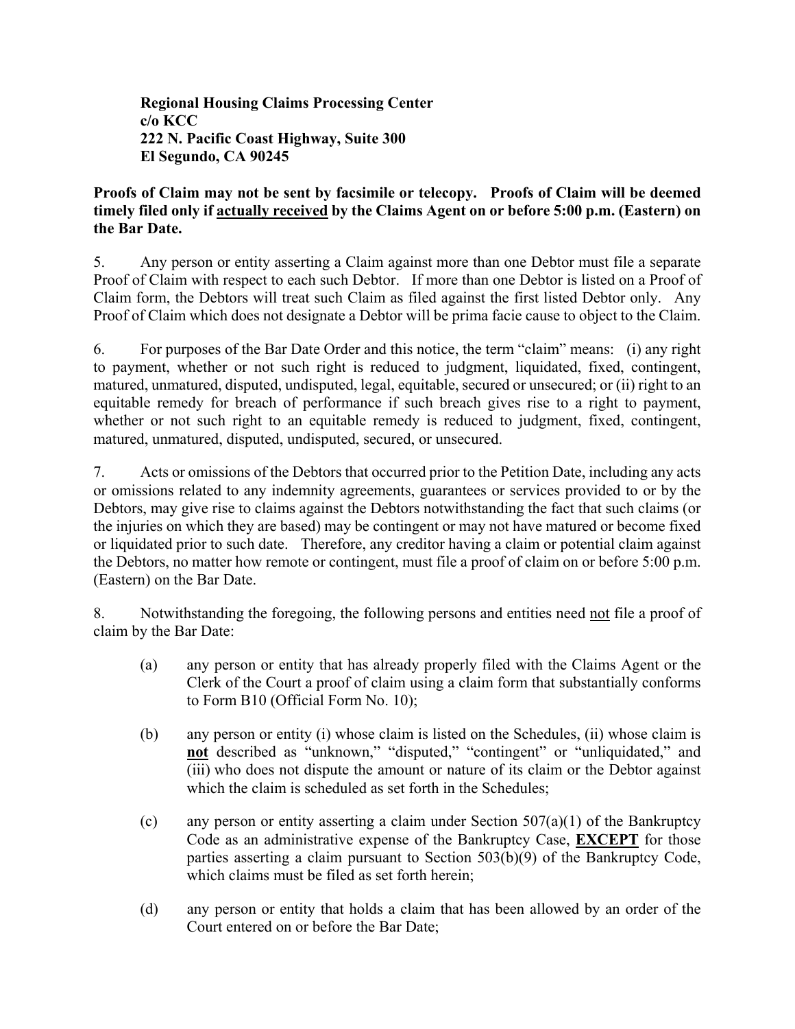**Regional Housing Claims Processing Center**
**c/o KCC**
**222 N. Pacific Coast Highway, Suite 300**
**El Segundo, CA 90245**

**Proofs of Claim may not be sent by facsimile or telecopy. Proofs of Claim will be deemed timely filed only if <u>actually received</u> by the Claims Agent on or before 5:00 p.m. (Eastern) on the Bar Date.**

5. Any person or entity asserting a Claim against more than one Debtor must file a separate Proof of Claim with respect to each such Debtor. If more than one Debtor is listed on a Proof of Claim form, the Debtors will treat such Claim as filed against the first listed Debtor only. Any Proof of Claim which does not designate a Debtor will be prima facie cause to object to the Claim.

6. For purposes of the Bar Date Order and this notice, the term "claim" means: (i) any right to payment, whether or not such right is reduced to judgment, liquidated, fixed, contingent, matured, unmatured, disputed, undisputed, legal, equitable, secured or unsecured; or (ii) right to an equitable remedy for breach of performance if such breach gives rise to a right to payment, whether or not such right to an equitable remedy is reduced to judgment, fixed, contingent, matured, unmatured, disputed, undisputed, secured, or unsecured.

7. Acts or omissions of the Debtors that occurred prior to the Petition Date, including any acts or omissions related to any indemnity agreements, guarantees or services provided to or by the Debtors, may give rise to claims against the Debtors notwithstanding the fact that such claims (or the injuries on which they are based) may be contingent or may not have matured or become fixed or liquidated prior to such date. Therefore, any creditor having a claim or potential claim against the Debtors, no matter how remote or contingent, must file a proof of claim on or before 5:00 p.m. (Eastern) on the Bar Date.

8. Notwithstanding the foregoing, the following persons and entities need <u>not</u> file a proof of claim by the Bar Date:

(a) any person or entity that has already properly filed with the Claims Agent or the Clerk of the Court a proof of claim using a claim form that substantially conforms to Form B10 (Official Form No. 10);

(b) any person or entity (i) whose claim is listed on the Schedules, (ii) whose claim is **<u>not</u>** described as "unknown," "disputed," "contingent" or "unliquidated," and (iii) who does not dispute the amount or nature of its claim or the Debtor against which the claim is scheduled as set forth in the Schedules;

(c) any person or entity asserting a claim under Section 507(a)(1) of the Bankruptcy Code as an administrative expense of the Bankruptcy Case, **<u>EXCEPT</u>** for those parties asserting a claim pursuant to Section 503(b)(9) of the Bankruptcy Code, which claims must be filed as set forth herein;

(d) any person or entity that holds a claim that has been allowed by an order of the Court entered on or before the Bar Date;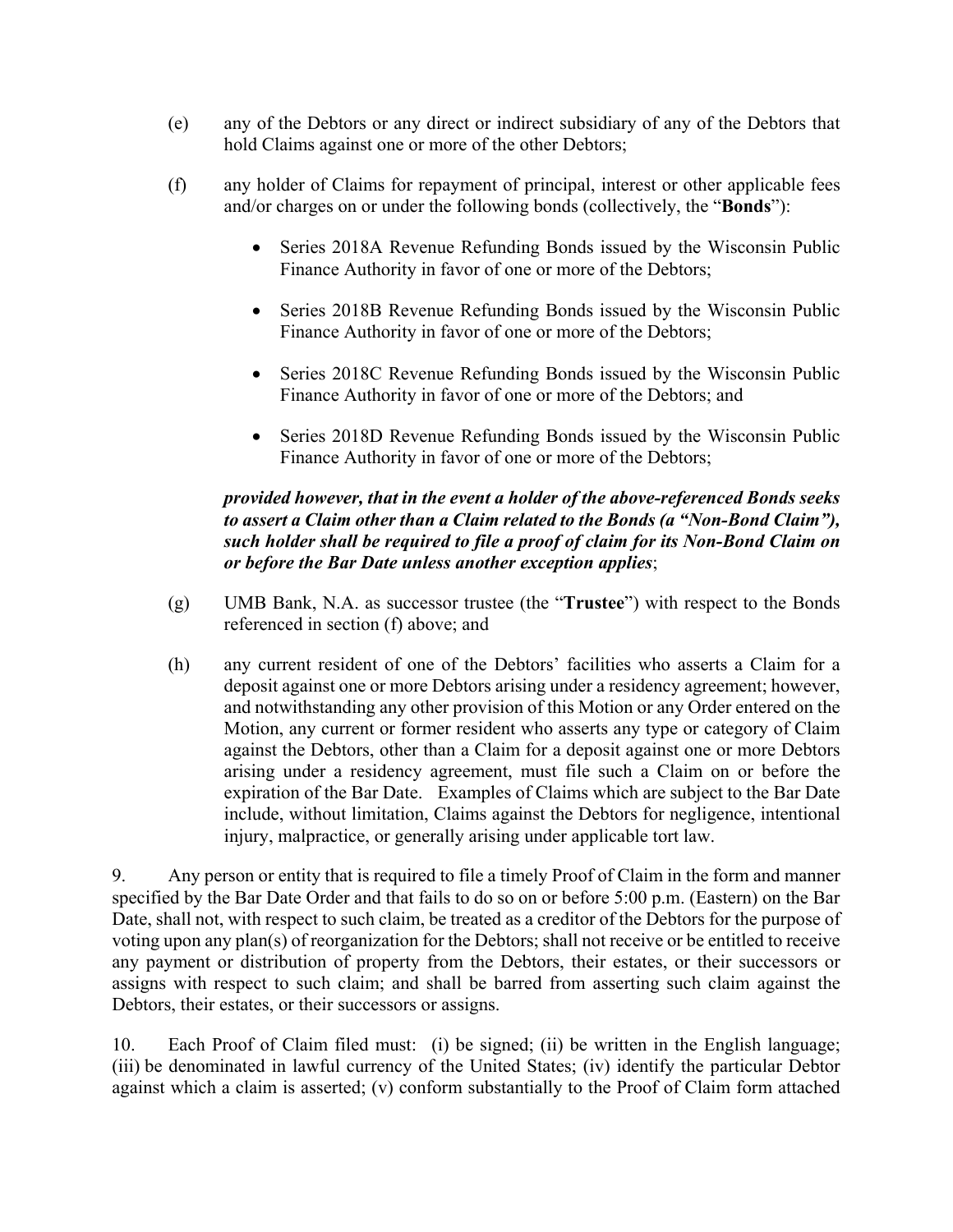(e) any of the Debtors or any direct or indirect subsidiary of any of the Debtors that hold Claims against one or more of the other Debtors;

(f) any holder of Claims for repayment of principal, interest or other applicable fees and/or charges on or under the following bonds (collectively, the "**Bonds**"):

- Series 2018A Revenue Refunding Bonds issued by the Wisconsin Public Finance Authority in favor of one or more of the Debtors;
- Series 2018B Revenue Refunding Bonds issued by the Wisconsin Public Finance Authority in favor of one or more of the Debtors;
- Series 2018C Revenue Refunding Bonds issued by the Wisconsin Public Finance Authority in favor of one or more of the Debtors; and
- Series 2018D Revenue Refunding Bonds issued by the Wisconsin Public Finance Authority in favor of one or more of the Debtors;

***provided however, that in the event a holder of the above-referenced Bonds seeks to assert a Claim other than a Claim related to the Bonds (a "Non-Bond Claim"), such holder shall be required to file a proof of claim for its Non-Bond Claim on or before the Bar Date unless another exception applies***;

(g) UMB Bank, N.A. as successor trustee (the "**Trustee**") with respect to the Bonds referenced in section (f) above; and

(h) any current resident of one of the Debtors' facilities who asserts a Claim for a deposit against one or more Debtors arising under a residency agreement; however, and notwithstanding any other provision of this Motion or any Order entered on the Motion, any current or former resident who asserts any type or category of Claim against the Debtors, other than a Claim for a deposit against one or more Debtors arising under a residency agreement, must file such a Claim on or before the expiration of the Bar Date. Examples of Claims which are subject to the Bar Date include, without limitation, Claims against the Debtors for negligence, intentional injury, malpractice, or generally arising under applicable tort law.

9. Any person or entity that is required to file a timely Proof of Claim in the form and manner specified by the Bar Date Order and that fails to do so on or before 5:00 p.m. (Eastern) on the Bar Date, shall not, with respect to such claim, be treated as a creditor of the Debtors for the purpose of voting upon any plan(s) of reorganization for the Debtors; shall not receive or be entitled to receive any payment or distribution of property from the Debtors, their estates, or their successors or assigns with respect to such claim; and shall be barred from asserting such claim against the Debtors, their estates, or their successors or assigns.

10. Each Proof of Claim filed must: (i) be signed; (ii) be written in the English language; (iii) be denominated in lawful currency of the United States; (iv) identify the particular Debtor against which a claim is asserted; (v) conform substantially to the Proof of Claim form attached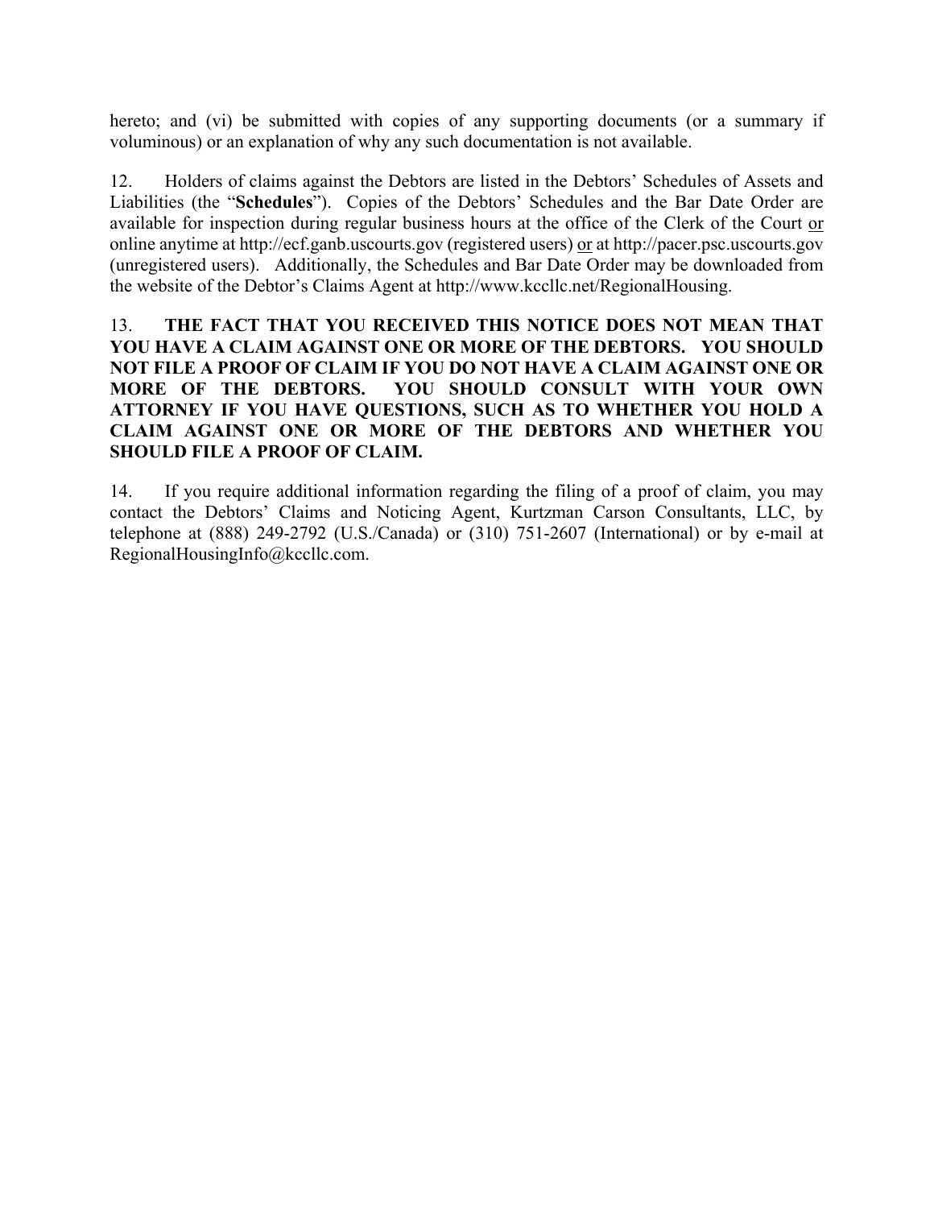hereto; and (vi) be submitted with copies of any supporting documents (or a summary if voluminous) or an explanation of why any such documentation is not available.

12. Holders of claims against the Debtors are listed in the Debtors' Schedules of Assets and Liabilities (the "**Schedules**"). Copies of the Debtors' Schedules and the Bar Date Order are available for inspection during regular business hours at the office of the Clerk of the Court <u>or</u> online anytime at http://ecf.ganb.uscourts.gov (registered users) <u>or</u> at http://pacer.psc.uscourts.gov (unregistered users). Additionally, the Schedules and Bar Date Order may be downloaded from the website of the Debtor's Claims Agent at http://www.kccllc.net/RegionalHousing.

13. **THE FACT THAT YOU RECEIVED THIS NOTICE DOES NOT MEAN THAT YOU HAVE A CLAIM AGAINST ONE OR MORE OF THE DEBTORS. YOU SHOULD NOT FILE A PROOF OF CLAIM IF YOU DO NOT HAVE A CLAIM AGAINST ONE OR MORE OF THE DEBTORS. YOU SHOULD CONSULT WITH YOUR OWN ATTORNEY IF YOU HAVE QUESTIONS, SUCH AS TO WHETHER YOU HOLD A CLAIM AGAINST ONE OR MORE OF THE DEBTORS AND WHETHER YOU SHOULD FILE A PROOF OF CLAIM.**

14. If you require additional information regarding the filing of a proof of claim, you may contact the Debtors' Claims and Noticing Agent, Kurtzman Carson Consultants, LLC, by telephone at (888) 249-2792 (U.S./Canada) or (310) 751-2607 (International) or by e-mail at RegionalHousingInfo@kccllc.com.